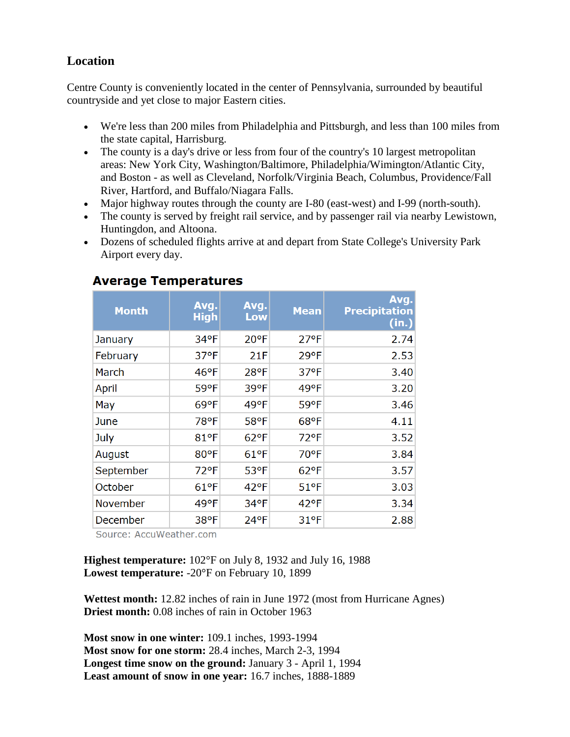## Location

Centre County is conveniently located in the center of Pennsylvania, surrounded by beautiful countryside and yet close to major Eastern cities.

- We're less than 200 miles from Philadelphia and Pittsburgh, and less than 100 miles from the state capital, Harrisburg.
- The county is a day's drive or less from four of the country's 10 largest metropolitan areas: New York City, Washington/Baltimore, Philadelphia/Wimington/Atlantic City, and Boston - as well as Cleveland, Norfolk/Virginia Beach, Columbus, Providence/Fall River, Hartford, and Buffalo/Niagara Falls.
- Major highway routes through the county are I-80 (east-west) and I-99 (north-south).
- The county is served by freight rail service, and by passenger rail via nearby Lewistown, Huntingdon, and Altoona.
- Dozens of scheduled flights arrive at and depart from State College's University Park Airport every day.

### Average Temperatures

| Month | Avg. High | Avg. Low | Mean | Avg. Precipitation (in.) |
|---|---|---|---|---|
| January | 34°F | 20°F | 27°F | 2.74 |
| February | 37°F | 21F | 29°F | 2.53 |
| March | 46°F | 28°F | 37°F | 3.40 |
| April | 59°F | 39°F | 49°F | 3.20 |
| May | 69°F | 49°F | 59°F | 3.46 |
| June | 78°F | 58°F | 68°F | 4.11 |
| July | 81°F | 62°F | 72°F | 3.52 |
| August | 80°F | 61°F | 70°F | 3.84 |
| September | 72°F | 53°F | 62°F | 3.57 |
| October | 61°F | 42°F | 51°F | 3.03 |
| November | 49°F | 34°F | 42°F | 3.34 |
| December | 38°F | 24°F | 31°F | 2.88 |

Source: AccuWeather.com

**Highest temperature:** 102°F on July 8, 1932 and July 16, 1988
**Lowest temperature:** -20°F on February 10, 1899

**Wettest month:** 12.82 inches of rain in June 1972 (most from Hurricane Agnes)
**Driest month:** 0.08 inches of rain in October 1963

**Most snow in one winter:** 109.1 inches, 1993-1994
**Most snow for one storm:** 28.4 inches, March 2-3, 1994
**Longest time snow on the ground:** January 3 - April 1, 1994
**Least amount of snow in one year:** 16.7 inches, 1888-1889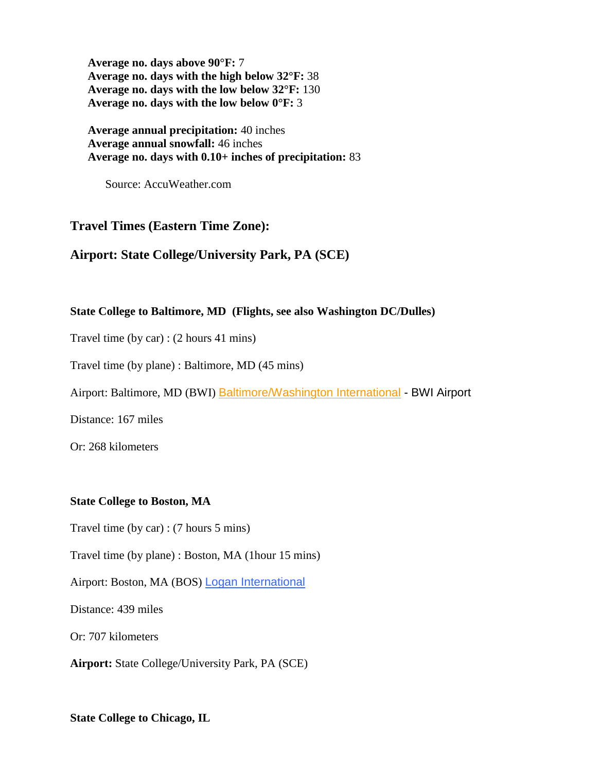**Average no. days above 90°F:** 7
**Average no. days with the high below 32°F:** 38
**Average no. days with the low below 32°F:** 130
**Average no. days with the low below 0°F:** 3

**Average annual precipitation:** 40 inches
**Average annual snowfall:** 46 inches
**Average no. days with 0.10+ inches of precipitation:** 83

Source: AccuWeather.com

## Travel Times (Eastern Time Zone):

## Airport: State College/University Park, PA (SCE)

**State College to Baltimore, MD (Flights, see also Washington DC/Dulles)**

Travel time (by car) : (2 hours 41 mins)

Travel time (by plane) : Baltimore, MD (45 mins)

Airport: Baltimore, MD (BWI) Baltimore/Washington International - BWI Airport

Distance: 167 miles

Or: 268 kilometers

**State College to Boston, MA**

Travel time (by car) : (7 hours 5 mins)

Travel time (by plane) : Boston, MA (1hour 15 mins)

Airport: Boston, MA (BOS) Logan International

Distance: 439 miles

Or: 707 kilometers

**Airport:** State College/University Park, PA (SCE)

**State College to Chicago, IL**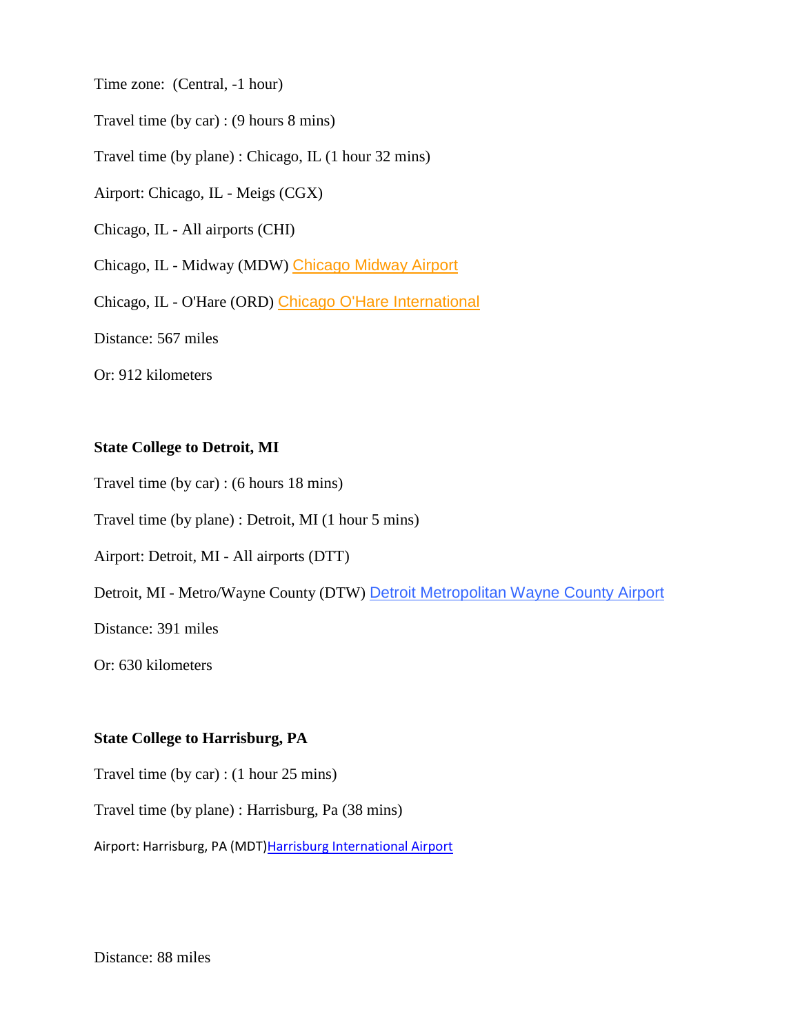Time zone: (Central, -1 hour)

Travel time (by car) : (9 hours 8 mins)

Travel time (by plane) : Chicago, IL (1 hour 32 mins)

Airport: Chicago, IL - Meigs (CGX)

Chicago, IL - All airports (CHI)

Chicago, IL - Midway (MDW) Chicago Midway Airport

Chicago, IL - O'Hare (ORD) Chicago O'Hare International

Distance: 567 miles

Or: 912 kilometers

**State College to Detroit, MI**

Travel time (by car) : (6 hours 18 mins)

Travel time (by plane) : Detroit, MI (1 hour 5 mins)

Airport: Detroit, MI - All airports (DTT)

Detroit, MI - Metro/Wayne County (DTW) Detroit Metropolitan Wayne County Airport

Distance: 391 miles

Or: 630 kilometers

**State College to Harrisburg, PA**

Travel time (by car) : (1 hour 25 mins)

Travel time (by plane) : Harrisburg, Pa (38 mins)

Airport: Harrisburg, PA (MDT)Harrisburg International Airport

Distance: 88 miles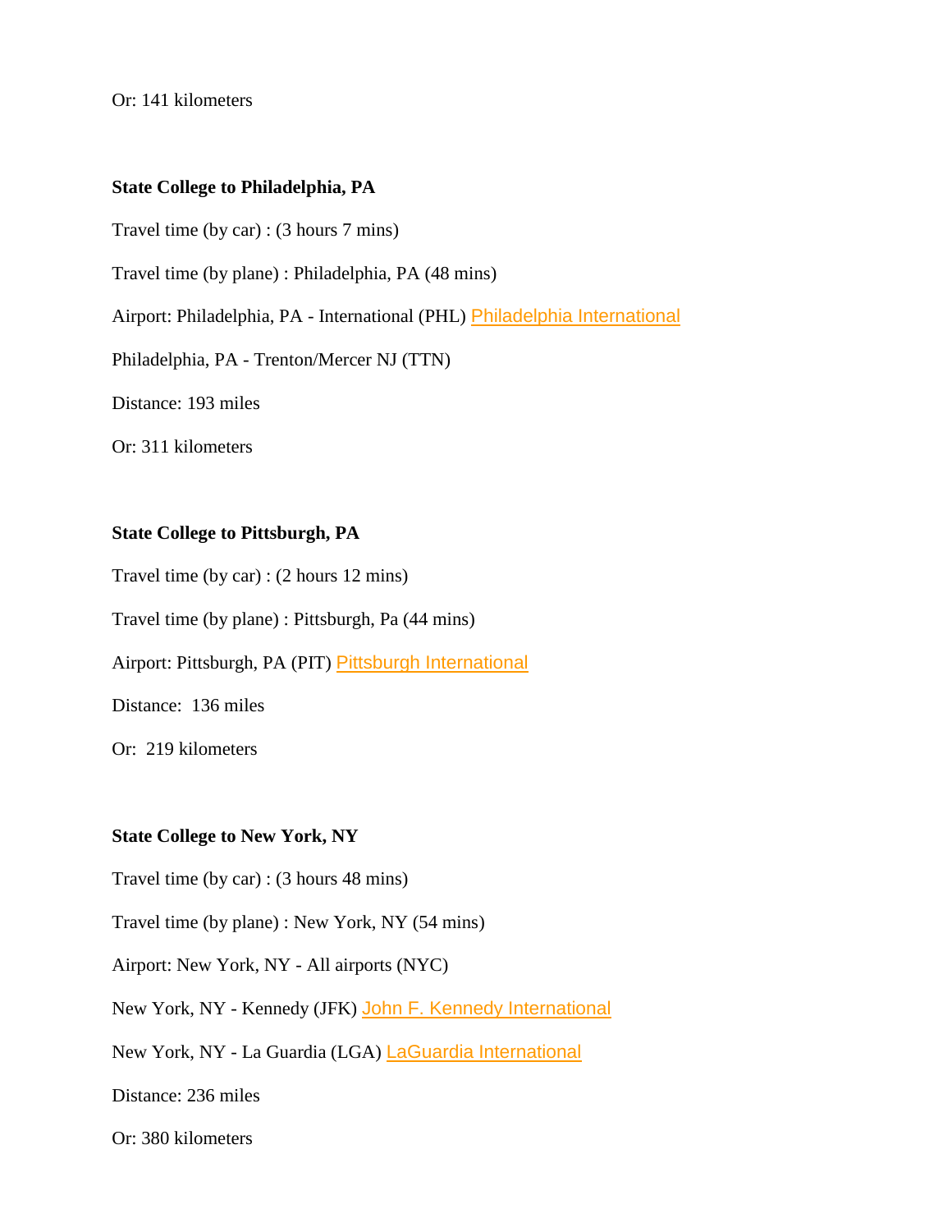Or: 141 kilometers

**State College to Philadelphia, PA**

Travel time (by car) : (3 hours 7 mins)

Travel time (by plane) : Philadelphia, PA (48 mins)

Airport: Philadelphia, PA - International (PHL) Philadelphia International

Philadelphia, PA - Trenton/Mercer NJ (TTN)

Distance: 193 miles

Or: 311 kilometers

**State College to Pittsburgh, PA**

Travel time (by car) : (2 hours 12 mins)

Travel time (by plane) : Pittsburgh, Pa (44 mins)

Airport: Pittsburgh, PA (PIT) Pittsburgh International

Distance:  136 miles

Or:  219 kilometers

**State College to New York, NY**

Travel time (by car) : (3 hours 48 mins)

Travel time (by plane) : New York, NY (54 mins)

Airport: New York, NY - All airports (NYC)

New York, NY - Kennedy (JFK) John F. Kennedy International

New York, NY - La Guardia (LGA) LaGuardia International

Distance: 236 miles

Or: 380 kilometers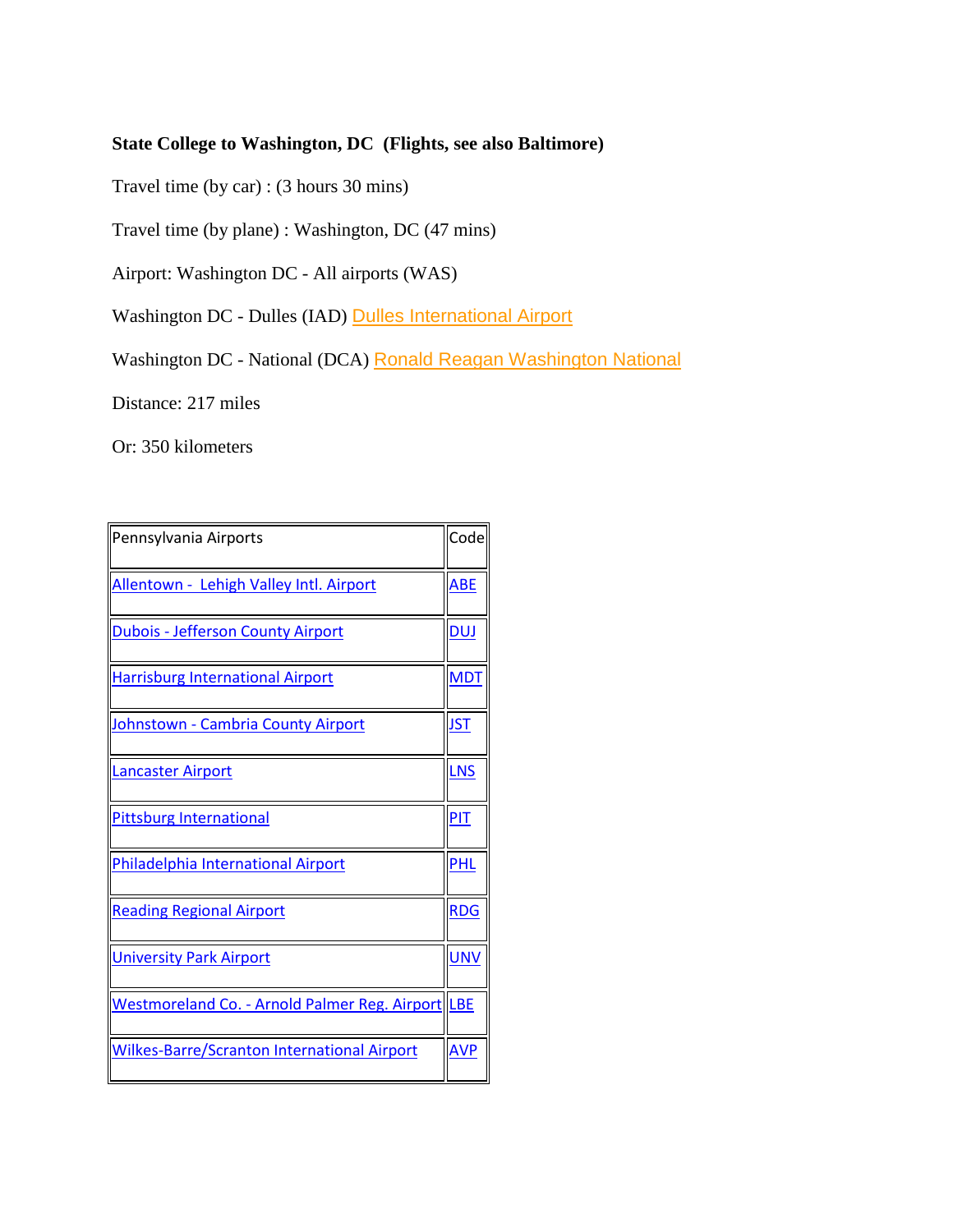**State College to Washington, DC (Flights, see also Baltimore)**

Travel time (by car) : (3 hours 30 mins)

Travel time (by plane) : Washington, DC (47 mins)

Airport: Washington DC - All airports (WAS)

Washington DC - Dulles (IAD) Dulles International Airport

Washington DC - National (DCA) Ronald Reagan Washington National

Distance: 217 miles

Or: 350 kilometers

| Pennsylvania Airports | Code |
| --- | --- |
| Allentown - Lehigh Valley Intl. Airport | ABE |
| Dubois - Jefferson County Airport | DUJ |
| Harrisburg International Airport | MDT |
| Johnstown - Cambria County Airport | JST |
| Lancaster Airport | LNS |
| Pittsburg International | PIT |
| Philadelphia International Airport | PHL |
| Reading Regional Airport | RDG |
| University Park Airport | UNV |
| Westmoreland Co. - Arnold Palmer Reg. Airport | LBE |
| Wilkes-Barre/Scranton International Airport | AVP |